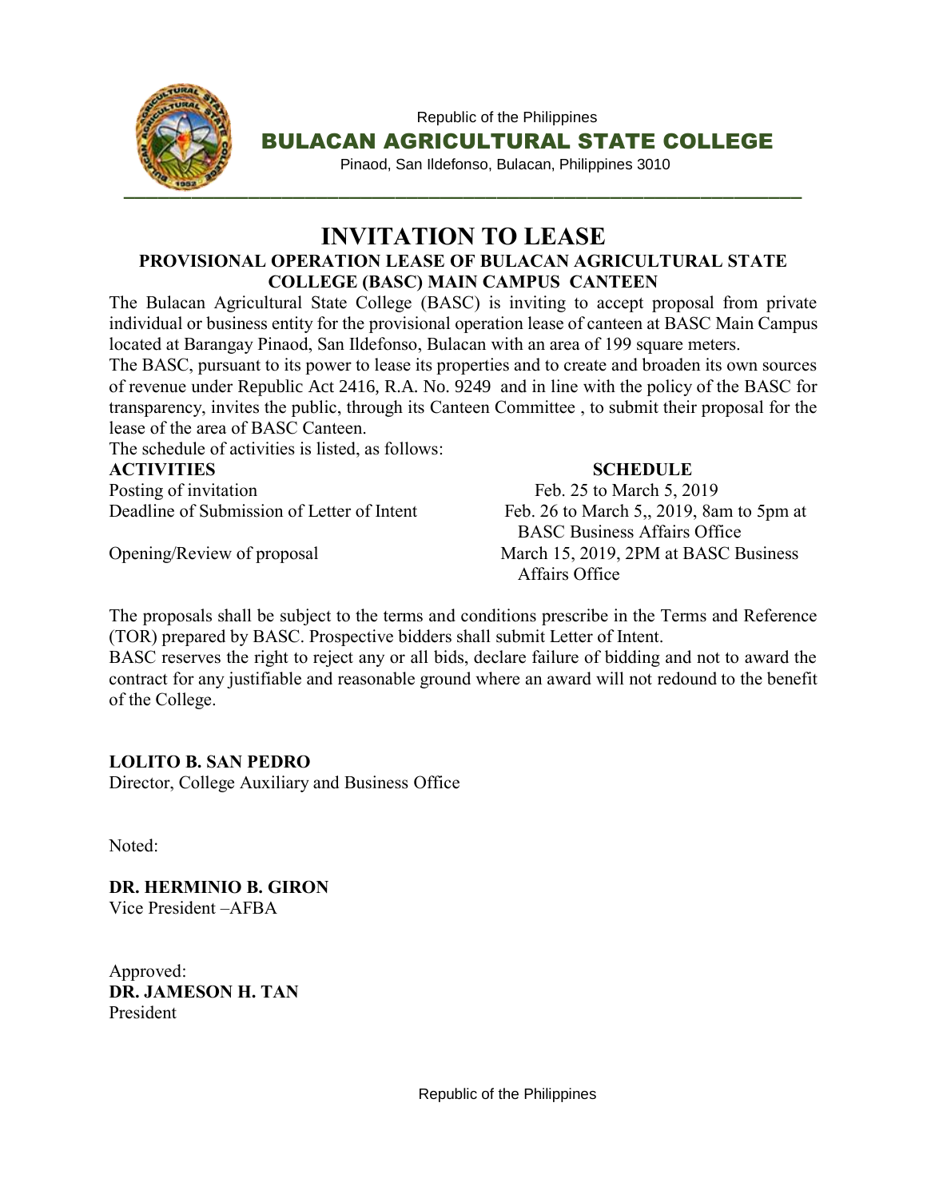Republic of the Philippines

**BULACAN AGRICULTURAL STATE COLLEGE**

Pinaod, San Ildefonso, Bulacan, Philippines 3010

# INVITATION TO LEASE

## PROVISIONAL OPERATION LEASE OF BULACAN AGRICULTURAL STATE COLLEGE (BASC) MAIN CAMPUS CANTEEN

The Bulacan Agricultural State College (BASC) is inviting to accept proposal from private individual or business entity for the provisional operation lease of canteen at BASC Main Campus located at Barangay Pinaod, San Ildefonso, Bulacan with an area of 199 square meters.

The BASC, pursuant to its power to lease its properties and to create and broaden its own sources of revenue under Republic Act 2416, R.A. No. 9249 and in line with the policy of the BASC for transparency, invites the public, through its Canteen Committee , to submit their proposal for the lease of the area of BASC Canteen.

The schedule of activities is listed, as follows:

| ACTIVITIES | SCHEDULE |
|---|---|
| Posting of invitation | Feb. 25 to March 5, 2019 |
| Deadline of Submission of Letter of Intent | Feb. 26 to March 5,, 2019, 8am to 5pm at BASC Business Affairs Office |
| Opening/Review of proposal | March 15, 2019, 2PM at BASC Business Affairs Office |

The proposals shall be subject to the terms and conditions prescribe in the Terms and Reference (TOR) prepared by BASC. Prospective bidders shall submit Letter of Intent.

BASC reserves the right to reject any or all bids, declare failure of bidding and not to award the contract for any justifiable and reasonable ground where an award will not redound to the benefit of the College.

**LOLITO B. SAN PEDRO**
Director, College Auxiliary and Business Office

Noted:

**DR. HERMINIO B. GIRON**
Vice President –AFBA

Approved:
**DR. JAMESON H. TAN**
President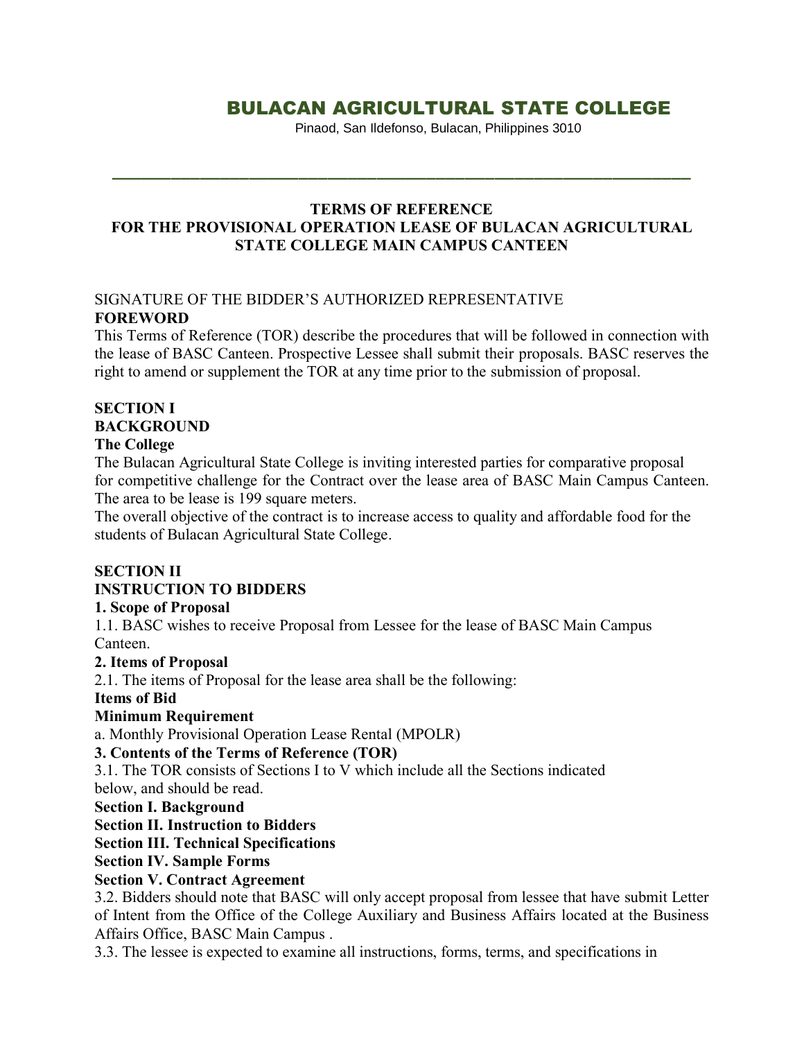# BULACAN AGRICULTURAL STATE COLLEGE

Pinaod, San Ildefonso, Bulacan, Philippines 3010

---

## TERMS OF REFERENCE
## FOR THE PROVISIONAL OPERATION LEASE OF BULACAN AGRICULTURAL STATE COLLEGE MAIN CAMPUS CANTEEN

SIGNATURE OF THE BIDDER'S AUTHORIZED REPRESENTATIVE

**FOREWORD**

This Terms of Reference (TOR) describe the procedures that will be followed in connection with the lease of BASC Canteen. Prospective Lessee shall submit their proposals. BASC reserves the right to amend or supplement the TOR at any time prior to the submission of proposal.

**SECTION I**

**BACKGROUND**

**The College**

The Bulacan Agricultural State College is inviting interested parties for comparative proposal for competitive challenge for the Contract over the lease area of BASC Main Campus Canteen. The area to be lease is 199 square meters.

The overall objective of the contract is to increase access to quality and affordable food for the students of Bulacan Agricultural State College.

**SECTION II**

**INSTRUCTION TO BIDDERS**

**1. Scope of Proposal**

1.1. BASC wishes to receive Proposal from Lessee for the lease of BASC Main Campus Canteen.

**2. Items of Proposal**

2.1. The items of Proposal for the lease area shall be the following:

**Items of Bid**

**Minimum Requirement**

a. Monthly Provisional Operation Lease Rental (MPOLR)

**3. Contents of the Terms of Reference (TOR)**

3.1. The TOR consists of Sections I to V which include all the Sections indicated below, and should be read.

**Section I. Background**

**Section II. Instruction to Bidders**

**Section III. Technical Specifications**

**Section IV. Sample Forms**

**Section V. Contract Agreement**

3.2. Bidders should note that BASC will only accept proposal from lessee that have submit Letter of Intent from the Office of the College Auxiliary and Business Affairs located at the Business Affairs Office, BASC Main Campus .

3.3. The lessee is expected to examine all instructions, forms, terms, and specifications in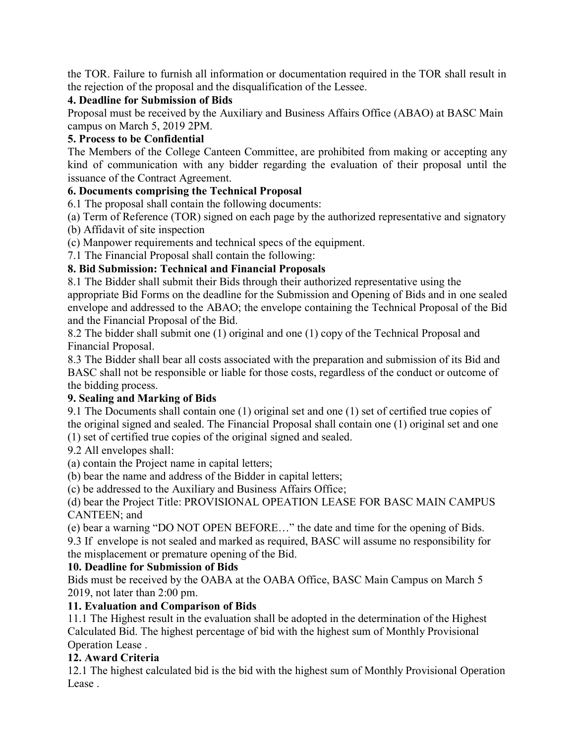the TOR. Failure to furnish all information or documentation required in the TOR shall result in the rejection of the proposal and the disqualification of the Lessee.

**4. Deadline for Submission of Bids**

Proposal must be received by the Auxiliary and Business Affairs Office (ABAO) at BASC Main campus on March 5, 2019 2PM.

**5. Process to be Confidential**

The Members of the College Canteen Committee, are prohibited from making or accepting any kind of communication with any bidder regarding the evaluation of their proposal until the issuance of the Contract Agreement.

**6. Documents comprising the Technical Proposal**

6.1 The proposal shall contain the following documents:

(a) Term of Reference (TOR) signed on each page by the authorized representative and signatory

(b) Affidavit of site inspection

(c) Manpower requirements and technical specs of the equipment.

7.1 The Financial Proposal shall contain the following:

**8. Bid Submission: Technical and Financial Proposals**

8.1 The Bidder shall submit their Bids through their authorized representative using the appropriate Bid Forms on the deadline for the Submission and Opening of Bids and in one sealed envelope and addressed to the ABAO; the envelope containing the Technical Proposal of the Bid and the Financial Proposal of the Bid.

8.2 The bidder shall submit one (1) original and one (1) copy of the Technical Proposal and Financial Proposal.

8.3 The Bidder shall bear all costs associated with the preparation and submission of its Bid and BASC shall not be responsible or liable for those costs, regardless of the conduct or outcome of the bidding process.

**9. Sealing and Marking of Bids**

9.1 The Documents shall contain one (1) original set and one (1) set of certified true copies of the original signed and sealed. The Financial Proposal shall contain one (1) original set and one (1) set of certified true copies of the original signed and sealed.

9.2 All envelopes shall:

(a) contain the Project name in capital letters;

(b) bear the name and address of the Bidder in capital letters;

(c) be addressed to the Auxiliary and Business Affairs Office;

(d) bear the Project Title: PROVISIONAL OPEATION LEASE FOR BASC MAIN CAMPUS CANTEEN; and

(e) bear a warning "DO NOT OPEN BEFORE…" the date and time for the opening of Bids.

9.3 If envelope is not sealed and marked as required, BASC will assume no responsibility for the misplacement or premature opening of the Bid.

**10. Deadline for Submission of Bids**

Bids must be received by the OABA at the OABA Office, BASC Main Campus on March 5 2019, not later than 2:00 pm.

**11. Evaluation and Comparison of Bids**

11.1 The Highest result in the evaluation shall be adopted in the determination of the Highest Calculated Bid. The highest percentage of bid with the highest sum of Monthly Provisional Operation Lease .

**12. Award Criteria**

12.1 The highest calculated bid is the bid with the highest sum of Monthly Provisional Operation Lease .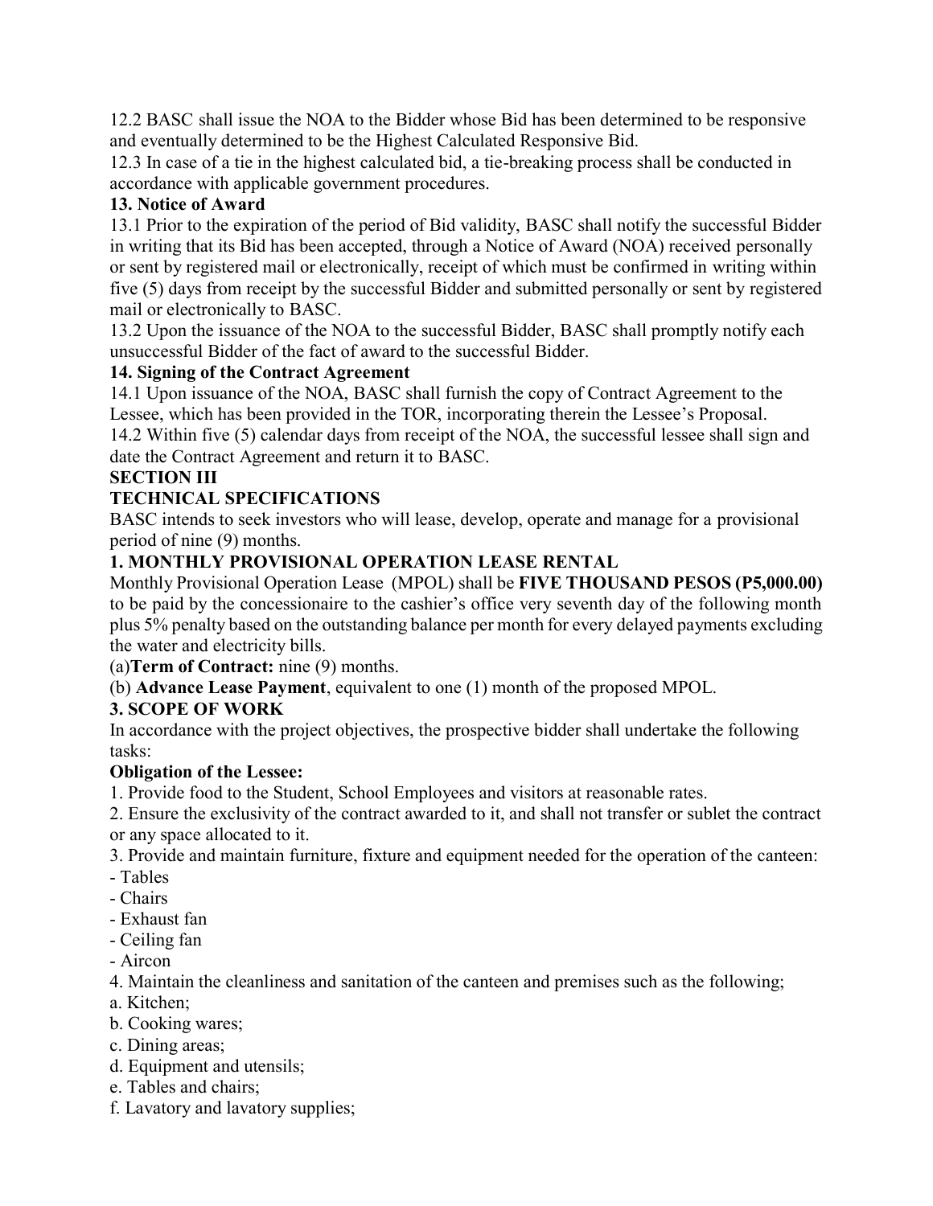12.2 BASC shall issue the NOA to the Bidder whose Bid has been determined to be responsive and eventually determined to be the Highest Calculated Responsive Bid.

12.3 In case of a tie in the highest calculated bid, a tie-breaking process shall be conducted in accordance with applicable government procedures.

**13. Notice of Award**

13.1 Prior to the expiration of the period of Bid validity, BASC shall notify the successful Bidder in writing that its Bid has been accepted, through a Notice of Award (NOA) received personally or sent by registered mail or electronically, receipt of which must be confirmed in writing within five (5) days from receipt by the successful Bidder and submitted personally or sent by registered mail or electronically to BASC.

13.2 Upon the issuance of the NOA to the successful Bidder, BASC shall promptly notify each unsuccessful Bidder of the fact of award to the successful Bidder.

**14. Signing of the Contract Agreement**

14.1 Upon issuance of the NOA, BASC shall furnish the copy of Contract Agreement to the Lessee, which has been provided in the TOR, incorporating therein the Lessee's Proposal.

14.2 Within five (5) calendar days from receipt of the NOA, the successful lessee shall sign and date the Contract Agreement and return it to BASC.

**SECTION III**

**TECHNICAL SPECIFICATIONS**

BASC intends to seek investors who will lease, develop, operate and manage for a provisional period of nine (9) months.

**1. MONTHLY PROVISIONAL OPERATION LEASE RENTAL**

Monthly Provisional Operation Lease (MPOL) shall be **FIVE THOUSAND PESOS (P5,000.00)** to be paid by the concessionaire to the cashier's office very seventh day of the following month plus 5% penalty based on the outstanding balance per month for every delayed payments excluding the water and electricity bills.

(a)**Term of Contract:** nine (9) months.

(b) **Advance Lease Payment**, equivalent to one (1) month of the proposed MPOL.

**3. SCOPE OF WORK**

In accordance with the project objectives, the prospective bidder shall undertake the following tasks:

**Obligation of the Lessee:**

1. Provide food to the Student, School Employees and visitors at reasonable rates.
2. Ensure the exclusivity of the contract awarded to it, and shall not transfer or sublet the contract or any space allocated to it.
3. Provide and maintain furniture, fixture and equipment needed for the operation of the canteen:
   - Tables
   - Chairs
   - Exhaust fan
   - Ceiling fan
   - Aircon
4. Maintain the cleanliness and sanitation of the canteen and premises such as the following;

a. Kitchen;
b. Cooking wares;
c. Dining areas;
d. Equipment and utensils;
e. Tables and chairs;
f. Lavatory and lavatory supplies;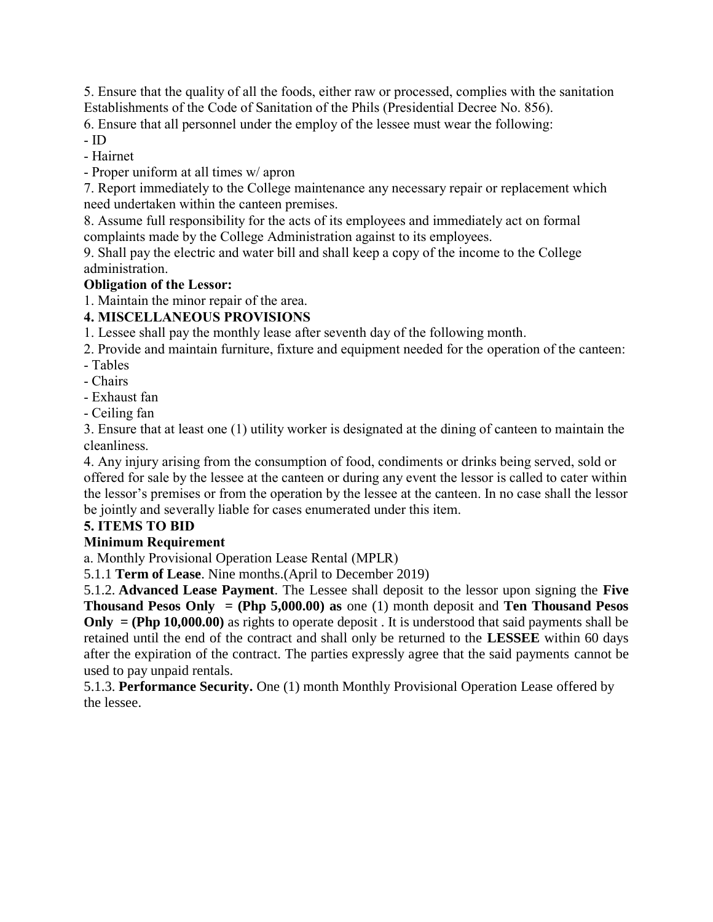5. Ensure that the quality of all the foods, either raw or processed, complies with the sanitation Establishments of the Code of Sanitation of the Phils (Presidential Decree No. 856).

6. Ensure that all personnel under the employ of the lessee must wear the following:

- ID
- Hairnet
- Proper uniform at all times w/ apron

7. Report immediately to the College maintenance any necessary repair or replacement which need undertaken within the canteen premises.

8. Assume full responsibility for the acts of its employees and immediately act on formal complaints made by the College Administration against to its employees.

9. Shall pay the electric and water bill and shall keep a copy of the income to the College administration.

**Obligation of the Lessor:**

1. Maintain the minor repair of the area.

**4. MISCELLANEOUS PROVISIONS**

1. Lessee shall pay the monthly lease after seventh day of the following month.

2. Provide and maintain furniture, fixture and equipment needed for the operation of the canteen:

- Tables
- Chairs
- Exhaust fan
- Ceiling fan

3. Ensure that at least one (1) utility worker is designated at the dining of canteen to maintain the cleanliness.

4. Any injury arising from the consumption of food, condiments or drinks being served, sold or offered for sale by the lessee at the canteen or during any event the lessor is called to cater within the lessor's premises or from the operation by the lessee at the canteen. In no case shall the lessor be jointly and severally liable for cases enumerated under this item.

**5. ITEMS TO BID**

**Minimum Requirement**

a. Monthly Provisional Operation Lease Rental (MPLR)

5.1.1 **Term of Lease**. Nine months.(April to December 2019)

5.1.2. **Advanced Lease Payment**. The Lessee shall deposit to the lessor upon signing the **Five Thousand Pesos Only = (Php 5,000.00) as** one (1) month deposit and **Ten Thousand Pesos Only = (Php 10,000.00)** as rights to operate deposit . It is understood that said payments shall be retained until the end of the contract and shall only be returned to the **LESSEE** within 60 days after the expiration of the contract. The parties expressly agree that the said payments cannot be used to pay unpaid rentals.

5.1.3. **Performance Security.** One (1) month Monthly Provisional Operation Lease offered by the lessee.